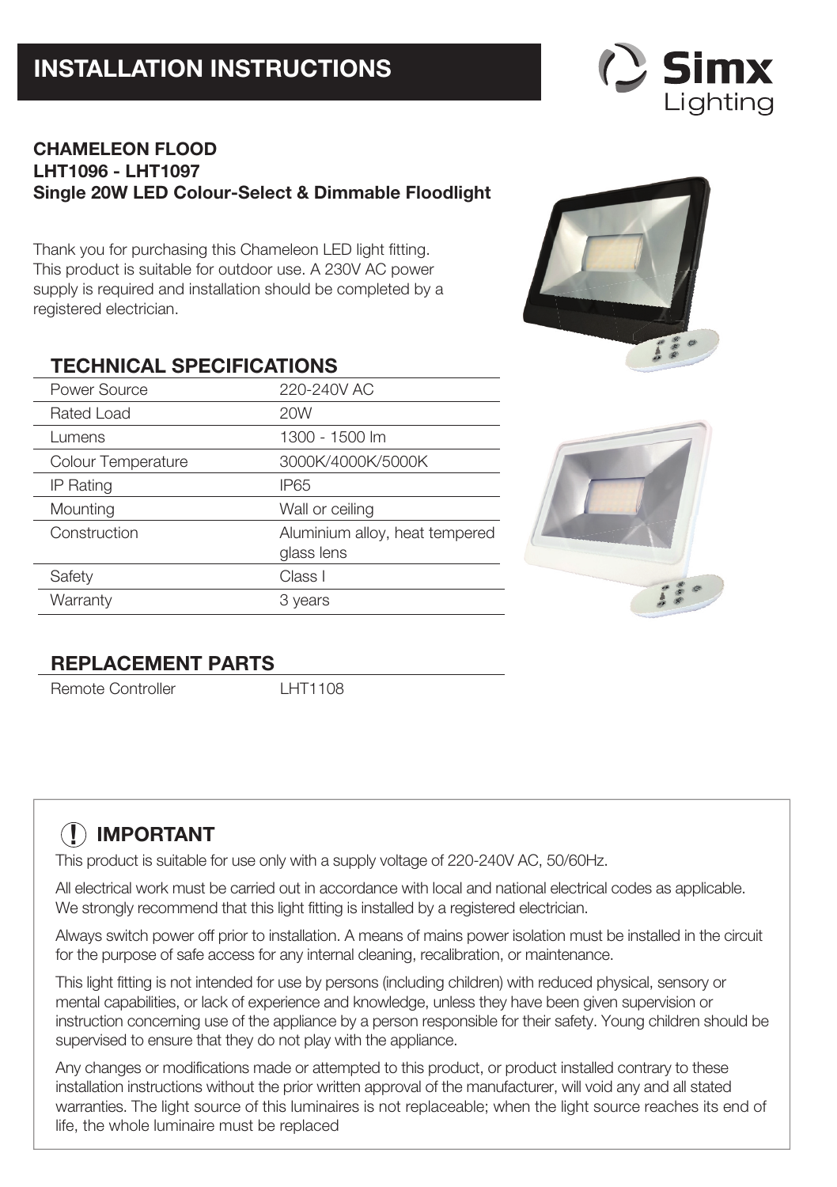# INSTALLATION INSTRUCTIONS

Simx Lighting

**CHAMELEON FLOOD**
**LHT1096 - LHT1097**
**Single 20W LED Colour-Select & Dimmable Floodlight**

Thank you for purchasing this Chameleon LED light fitting. This product is suitable for outdoor use. A 230V AC power supply is required and installation should be completed by a registered electrician.

## TECHNICAL SPECIFICATIONS

| | |
|---|---|
| Power Source | 220-240V AC |
| Rated Load | 20W |
| Lumens | 1300 - 1500 lm |
| Colour Temperature | 3000K/4000K/5000K |
| IP Rating | IP65 |
| Mounting | Wall or ceiling |
| Construction | Aluminium alloy, heat tempered glass lens |
| Safety | Class I |
| Warranty | 3 years |

## REPLACEMENT PARTS

| | |
|---|---|
| Remote Controller | LHT1108 |

## IMPORTANT

This product is suitable for use only with a supply voltage of 220-240V AC, 50/60Hz.

All electrical work must be carried out in accordance with local and national electrical codes as applicable. We strongly recommend that this light fitting is installed by a registered electrician.

Always switch power off prior to installation. A means of mains power isolation must be installed in the circuit for the purpose of safe access for any internal cleaning, recalibration, or maintenance.

This light fitting is not intended for use by persons (including children) with reduced physical, sensory or mental capabilities, or lack of experience and knowledge, unless they have been given supervision or instruction concerning use of the appliance by a person responsible for their safety. Young children should be supervised to ensure that they do not play with the appliance.

Any changes or modifications made or attempted to this product, or product installed contrary to these installation instructions without the prior written approval of the manufacturer, will void any and all stated warranties. The light source of this luminaires is not replaceable; when the light source reaches its end of life, the whole luminaire must be replaced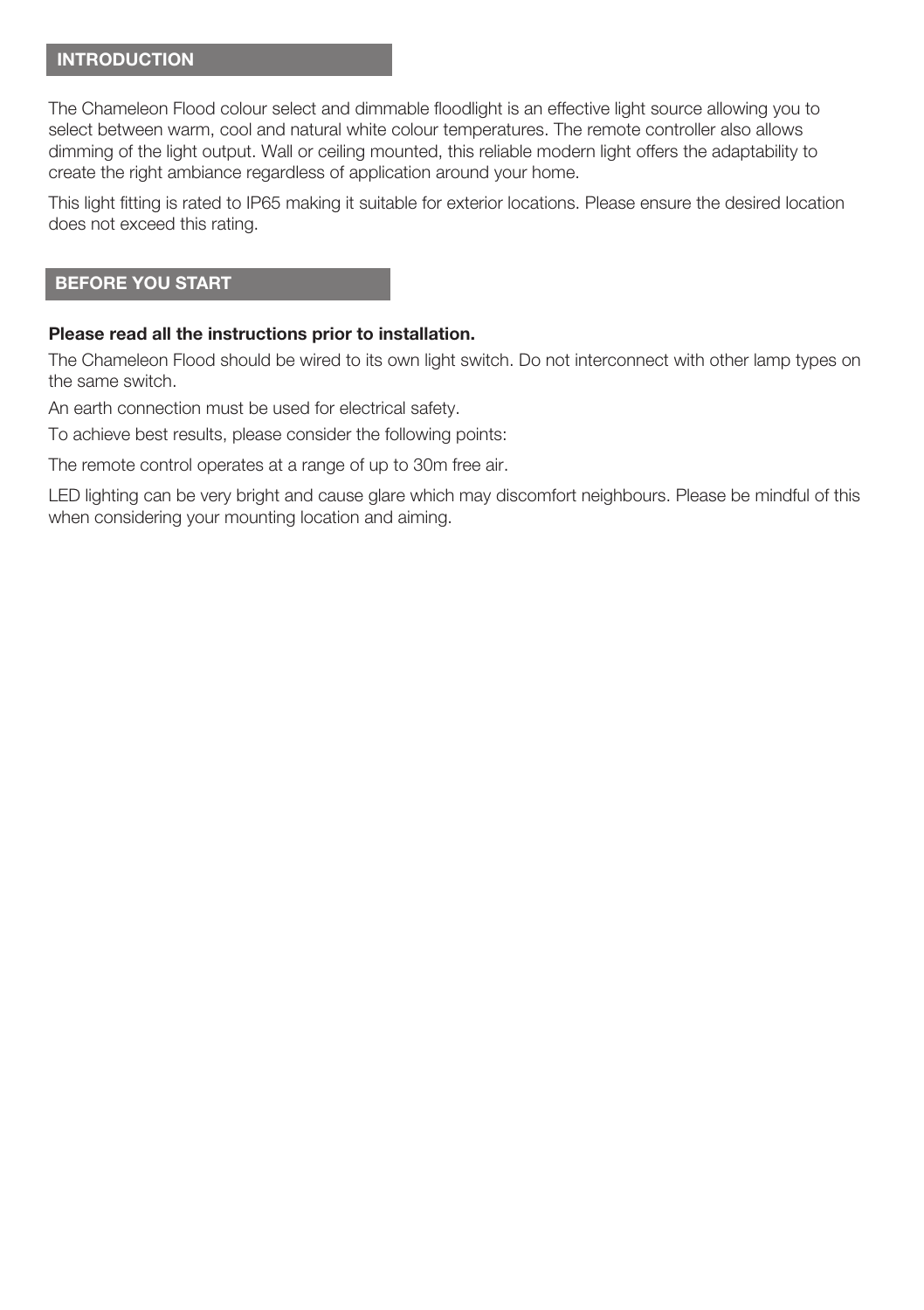## INTRODUCTION

The Chameleon Flood colour select and dimmable floodlight is an effective light source allowing you to select between warm, cool and natural white colour temperatures. The remote controller also allows dimming of the light output. Wall or ceiling mounted, this reliable modern light offers the adaptability to create the right ambiance regardless of application around your home.

This light fitting is rated to IP65 making it suitable for exterior locations. Please ensure the desired location does not exceed this rating.

## BEFORE YOU START

**Please read all the instructions prior to installation.**

The Chameleon Flood should be wired to its own light switch. Do not interconnect with other lamp types on the same switch.

An earth connection must be used for electrical safety.

To achieve best results, please consider the following points:

The remote control operates at a range of up to 30m free air.

LED lighting can be very bright and cause glare which may discomfort neighbours. Please be mindful of this when considering your mounting location and aiming.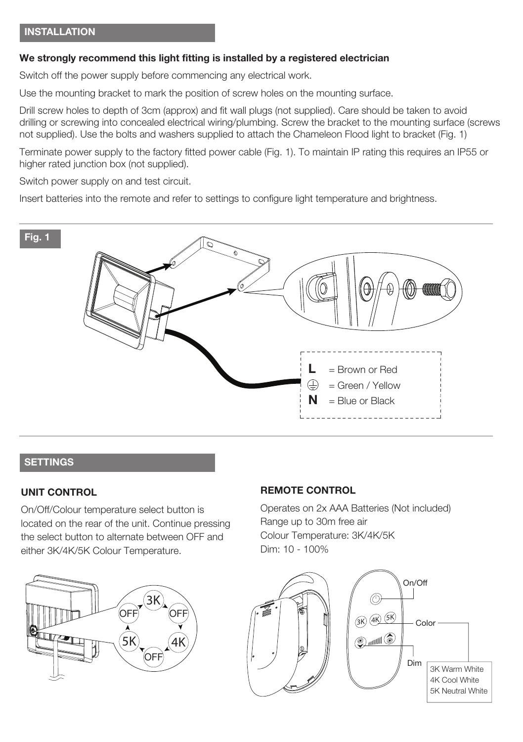## INSTALLATION

**We strongly recommend this light fitting is installed by a registered electrician**

Switch off the power supply before commencing any electrical work.

Use the mounting bracket to mark the position of screw holes on the mounting surface.

Drill screw holes to depth of 3cm (approx) and fit wall plugs (not supplied). Care should be taken to avoid drilling or screwing into concealed electrical wiring/plumbing. Screw the bracket to the mounting surface (screws not supplied). Use the bolts and washers supplied to attach the Chameleon Flood light to bracket (Fig. 1)

Terminate power supply to the factory fitted power cable (Fig. 1). To maintain IP rating this requires an IP55 or higher rated junction box (not supplied).

Switch power supply on and test circuit.

Insert batteries into the remote and refer to settings to configure light temperature and brightness.

**Fig. 1**

**L** = Brown or Red
⏚ = Green / Yellow
**N** = Blue or Black

## SETTINGS

### UNIT CONTROL

On/Off/Colour temperature select button is located on the rear of the unit. Continue pressing the select button to alternate between OFF and either 3K/4K/5K Colour Temperature.

3K → OFF → 4K → OFF → 5K → OFF

### REMOTE CONTROL

Operates on 2x AAA Batteries (Not included)
Range up to 30m free air
Colour Temperature: 3K/4K/5K
Dim: 10 - 100%

On/Off
Color
Dim

3K Warm White
4K Cool White
5K Neutral White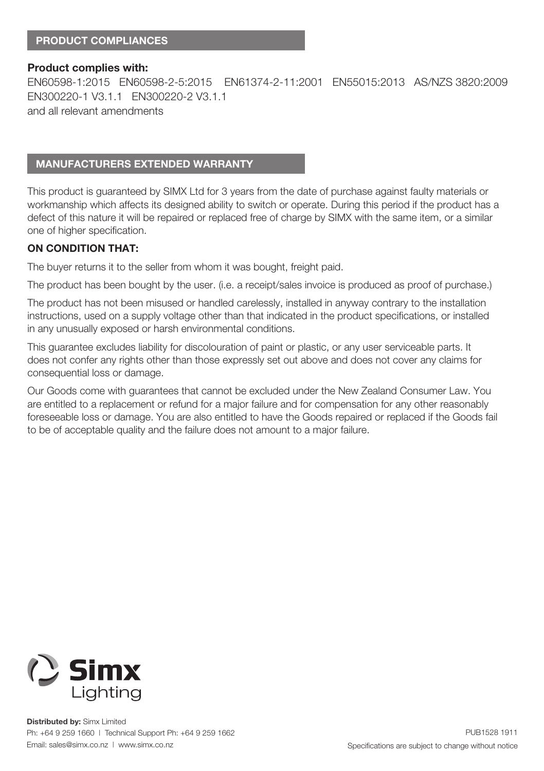## PRODUCT COMPLIANCES

**Product complies with:**

EN60598-1:2015 EN60598-2-5:2015 EN61374-2-11:2001 EN55015:2013 AS/NZS 3820:2009
EN300220-1 V3.1.1 EN300220-2 V3.1.1
and all relevant amendments

## MANUFACTURERS EXTENDED WARRANTY

This product is guaranteed by SIMX Ltd for 3 years from the date of purchase against faulty materials or workmanship which affects its designed ability to switch or operate. During this period if the product has a defect of this nature it will be repaired or replaced free of charge by SIMX with the same item, or a similar one of higher specification.

**ON CONDITION THAT:**

The buyer returns it to the seller from whom it was bought, freight paid.

The product has been bought by the user. (i.e. a receipt/sales invoice is produced as proof of purchase.)

The product has not been misused or handled carelessly, installed in anyway contrary to the installation instructions, used on a supply voltage other than that indicated in the product specifications, or installed in any unusually exposed or harsh environmental conditions.

This guarantee excludes liability for discolouration of paint or plastic, or any user serviceable parts. It does not confer any rights other than those expressly set out above and does not cover any claims for consequential loss or damage.

Our Goods come with guarantees that cannot be excluded under the New Zealand Consumer Law. You are entitled to a replacement or refund for a major failure and for compensation for any other reasonably foreseeable loss or damage. You are also entitled to have the Goods repaired or replaced if the Goods fail to be of acceptable quality and the failure does not amount to a major failure.

Simx Lighting

**Distributed by:** Simx Limited
Ph: +64 9 259 1660 | Technical Support Ph: +64 9 259 1662
Email: sales@simx.co.nz | www.simx.co.nz

PUB1528 1911
Specifications are subject to change without notice